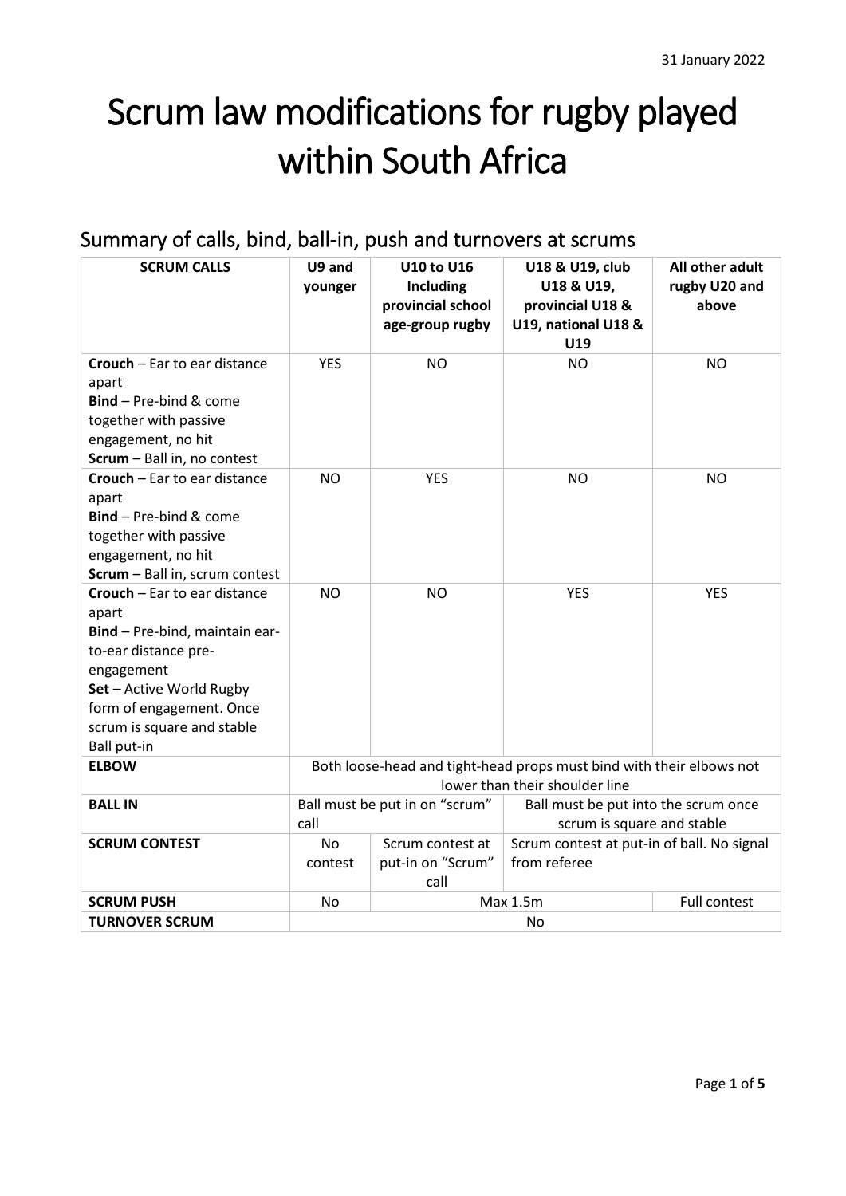31 January 2022

# Scrum law modifications for rugby played within South Africa

## Summary of calls, bind, ball-in, push and turnovers at scrums

| SCRUM CALLS | U9 and younger | U10 to U16 Including provincial school age-group rugby | U18 & U19, club U18 & U19, provincial U18 & U19, national U18 & U19 | All other adult rugby U20 and above |
|---|---|---|---|---|
| **Crouch** – Ear to ear distance apart<br>**Bind** – Pre-bind & come together with passive engagement, no hit<br>**Scrum** – Ball in, no contest | YES | NO | NO | NO |
| **Crouch** – Ear to ear distance apart<br>**Bind** – Pre-bind & come together with passive engagement, no hit<br>**Scrum** – Ball in, scrum contest | NO | YES | NO | NO |
| **Crouch** – Ear to ear distance apart<br>**Bind** – Pre-bind, maintain ear-to-ear distance pre-engagement<br>**Set** – Active World Rugby form of engagement. Once scrum is square and stable Ball put-in | NO | NO | YES | YES |
| **ELBOW** | Both loose-head and tight-head props must bind with their elbows not lower than their shoulder line | | | |
| **BALL IN** | Ball must be put in on "scrum" call | | Ball must be put into the scrum once scrum is square and stable | |
| **SCRUM CONTEST** | No contest | Scrum contest at put-in on "Scrum" call | Scrum contest at put-in of ball. No signal from referee | |
| **SCRUM PUSH** | No | Max 1.5m | | Full contest |
| **TURNOVER SCRUM** | No | | | |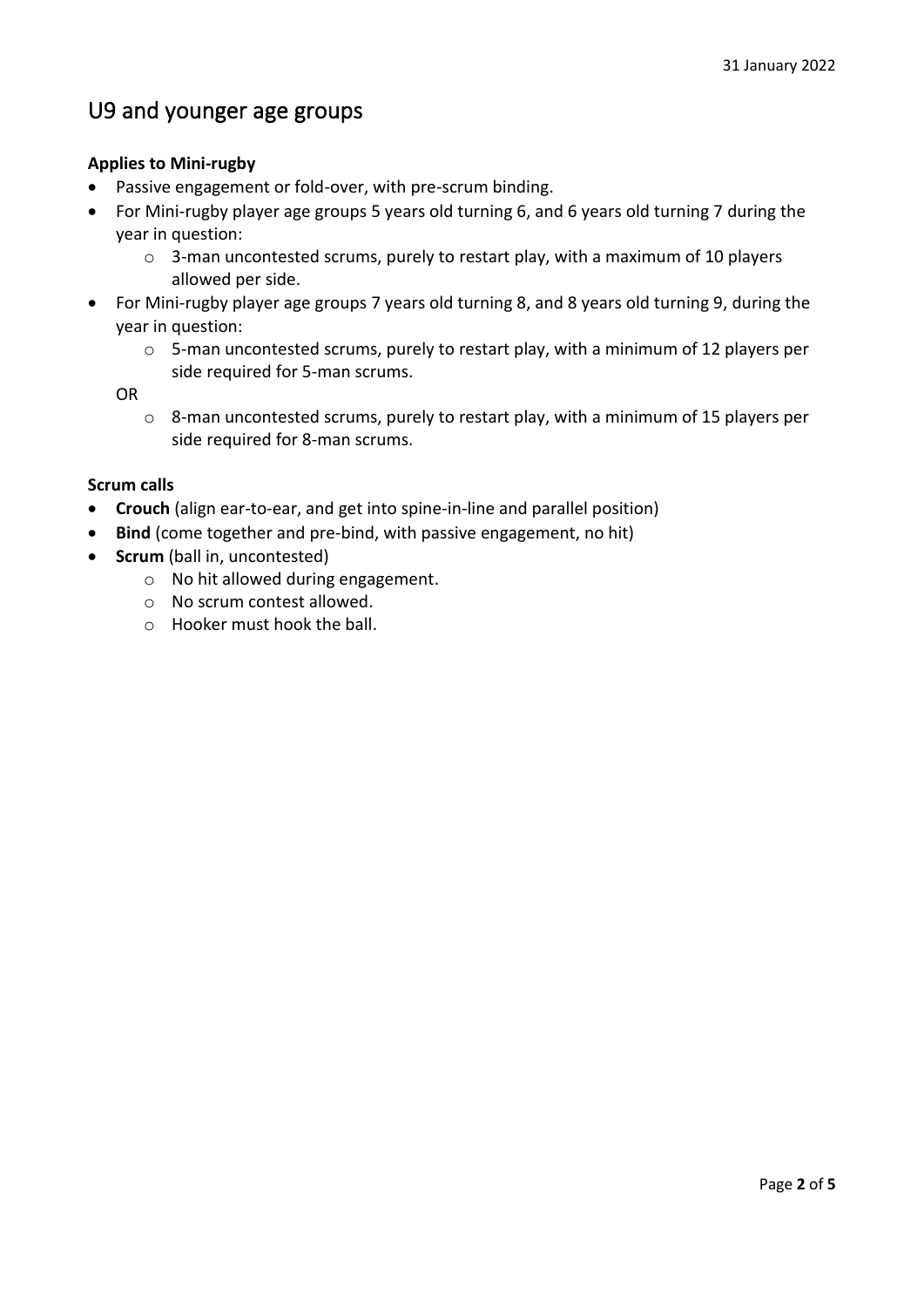## U9 and younger age groups

**Applies to Mini-rugby**

- Passive engagement or fold-over, with pre-scrum binding.
- For Mini-rugby player age groups 5 years old turning 6, and 6 years old turning 7 during the year in question:
  - 3-man uncontested scrums, purely to restart play, with a maximum of 10 players allowed per side.
- For Mini-rugby player age groups 7 years old turning 8, and 8 years old turning 9, during the year in question:
  - 5-man uncontested scrums, purely to restart play, with a minimum of 12 players per side required for 5-man scrums.

  OR

  - 8-man uncontested scrums, purely to restart play, with a minimum of 15 players per side required for 8-man scrums.

**Scrum calls**

- **Crouch** (align ear-to-ear, and get into spine-in-line and parallel position)
- **Bind** (come together and pre-bind, with passive engagement, no hit)
- **Scrum** (ball in, uncontested)
  - No hit allowed during engagement.
  - No scrum contest allowed.
  - Hooker must hook the ball.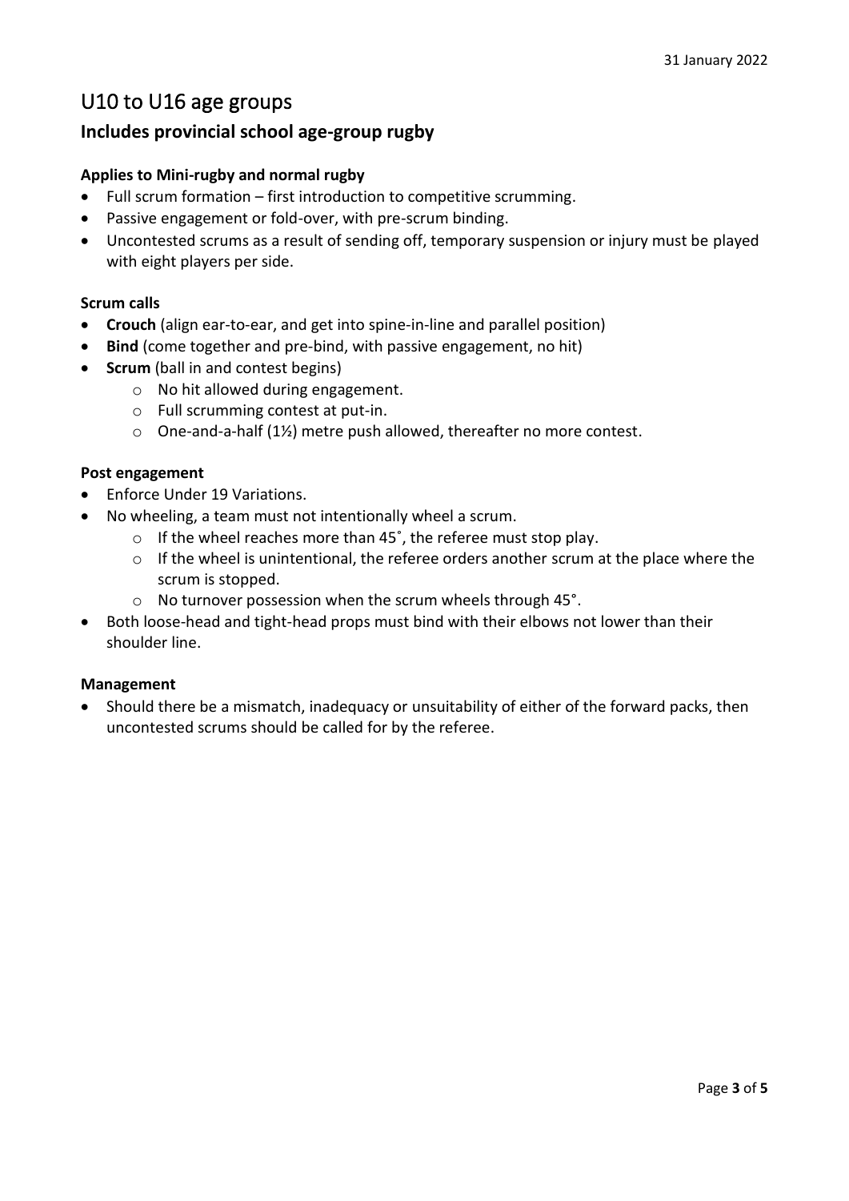31 January 2022

# U10 to U16 age groups

## Includes provincial school age-group rugby

**Applies to Mini-rugby and normal rugby**

- Full scrum formation – first introduction to competitive scrumming.
- Passive engagement or fold-over, with pre-scrum binding.
- Uncontested scrums as a result of sending off, temporary suspension or injury must be played with eight players per side.

**Scrum calls**

- **Crouch** (align ear-to-ear, and get into spine-in-line and parallel position)
- **Bind** (come together and pre-bind, with passive engagement, no hit)
- **Scrum** (ball in and contest begins)
    - No hit allowed during engagement.
    - Full scrumming contest at put-in.
    - One-and-a-half (1½) metre push allowed, thereafter no more contest.

**Post engagement**

- Enforce Under 19 Variations.
- No wheeling, a team must not intentionally wheel a scrum.
    - If the wheel reaches more than 45˚, the referee must stop play.
    - If the wheel is unintentional, the referee orders another scrum at the place where the scrum is stopped.
    - No turnover possession when the scrum wheels through 45°.
- Both loose-head and tight-head props must bind with their elbows not lower than their shoulder line.

**Management**

- Should there be a mismatch, inadequacy or unsuitability of either of the forward packs, then uncontested scrums should be called for by the referee.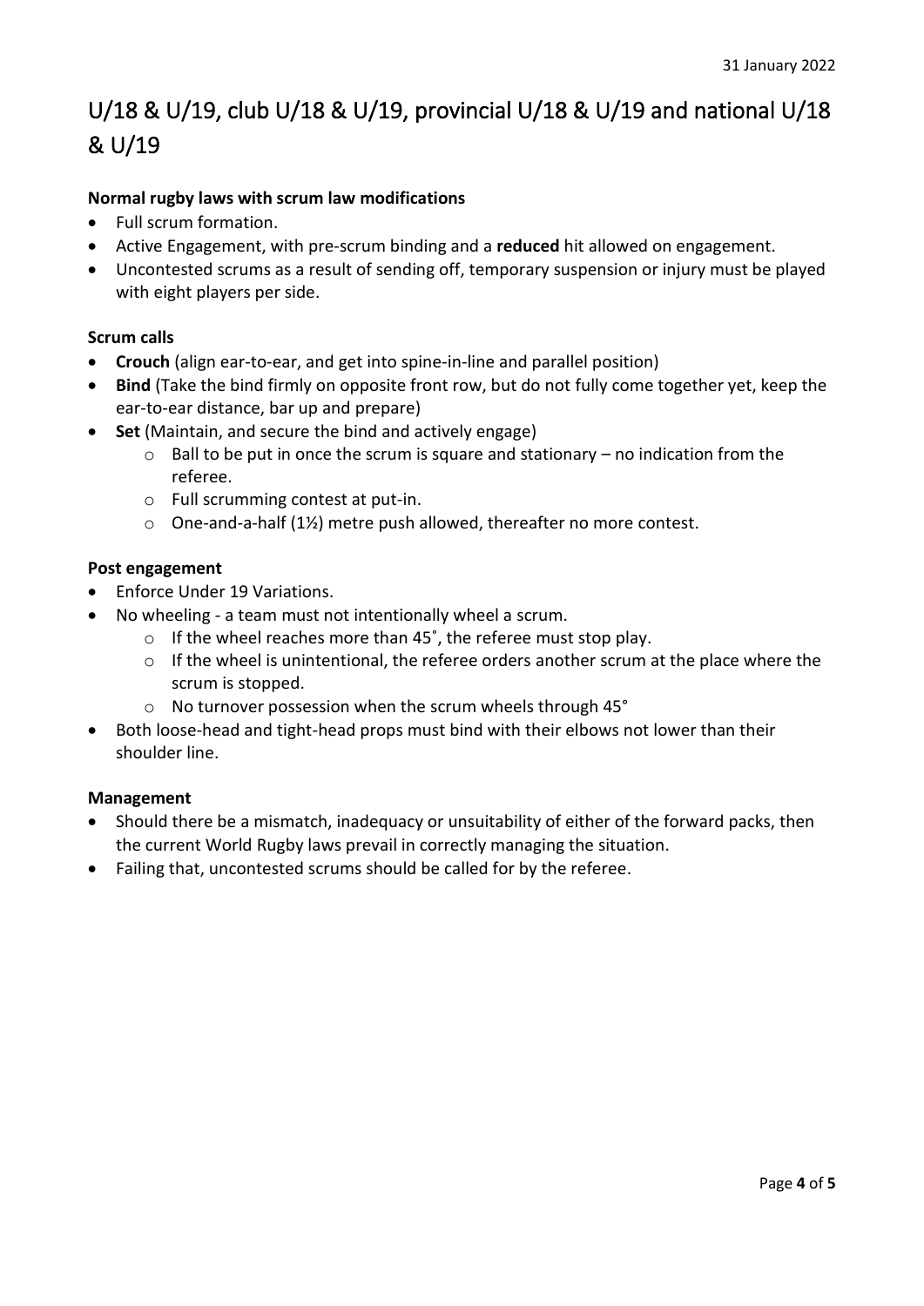# U/18 & U/19, club U/18 & U/19, provincial U/18 & U/19 and national U/18 & U/19

**Normal rugby laws with scrum law modifications**

- Full scrum formation.
- Active Engagement, with pre-scrum binding and a **reduced** hit allowed on engagement.
- Uncontested scrums as a result of sending off, temporary suspension or injury must be played with eight players per side.

**Scrum calls**

- **Crouch** (align ear-to-ear, and get into spine-in-line and parallel position)
- **Bind** (Take the bind firmly on opposite front row, but do not fully come together yet, keep the ear-to-ear distance, bar up and prepare)
- **Set** (Maintain, and secure the bind and actively engage)
  - Ball to be put in once the scrum is square and stationary – no indication from the referee.
  - Full scrumming contest at put-in.
  - One-and-a-half (1½) metre push allowed, thereafter no more contest.

**Post engagement**

- Enforce Under 19 Variations.
- No wheeling - a team must not intentionally wheel a scrum.
  - If the wheel reaches more than 45˚, the referee must stop play.
  - If the wheel is unintentional, the referee orders another scrum at the place where the scrum is stopped.
  - No turnover possession when the scrum wheels through 45°
- Both loose-head and tight-head props must bind with their elbows not lower than their shoulder line.

**Management**

- Should there be a mismatch, inadequacy or unsuitability of either of the forward packs, then the current World Rugby laws prevail in correctly managing the situation.
- Failing that, uncontested scrums should be called for by the referee.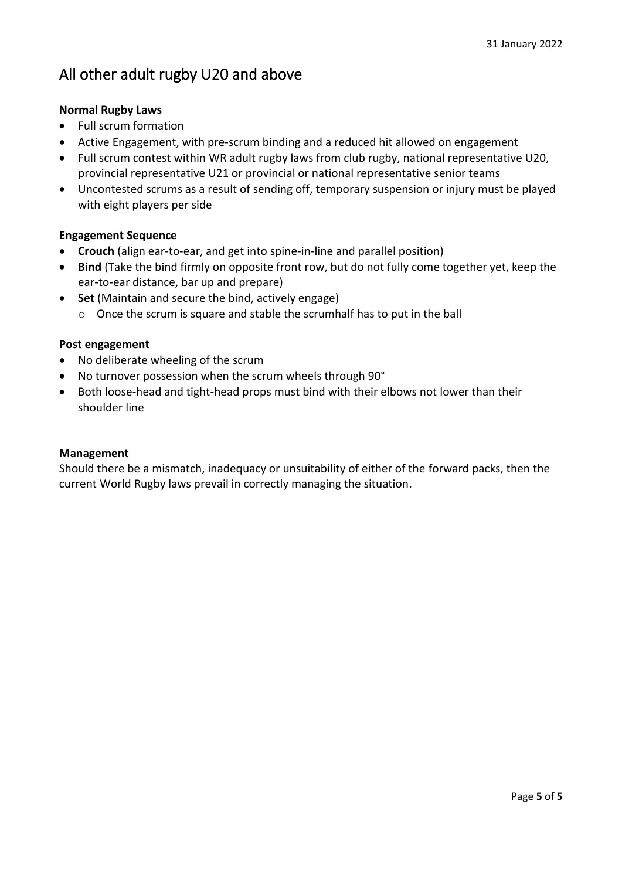## All other adult rugby U20 and above

**Normal Rugby Laws**

- Full scrum formation
- Active Engagement, with pre-scrum binding and a reduced hit allowed on engagement
- Full scrum contest within WR adult rugby laws from club rugby, national representative U20, provincial representative U21 or provincial or national representative senior teams
- Uncontested scrums as a result of sending off, temporary suspension or injury must be played with eight players per side

**Engagement Sequence**

- **Crouch** (align ear-to-ear, and get into spine-in-line and parallel position)
- **Bind** (Take the bind firmly on opposite front row, but do not fully come together yet, keep the ear-to-ear distance, bar up and prepare)
- **Set** (Maintain and secure the bind, actively engage)
  - Once the scrum is square and stable the scrumhalf has to put in the ball

**Post engagement**

- No deliberate wheeling of the scrum
- No turnover possession when the scrum wheels through 90°
- Both loose-head and tight-head props must bind with their elbows not lower than their shoulder line

**Management**

Should there be a mismatch, inadequacy or unsuitability of either of the forward packs, then the current World Rugby laws prevail in correctly managing the situation.